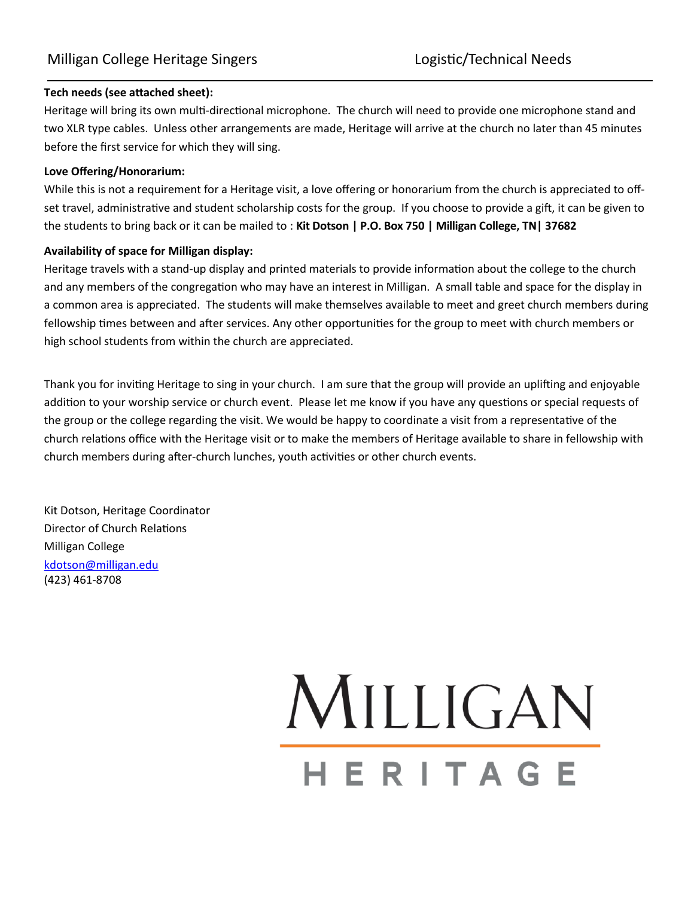Milligan College Heritage Singers — Logistic/Technical Needs

**Tech needs (see attached sheet):**

Heritage will bring its own multi-directional microphone. The church will need to provide one microphone stand and two XLR type cables. Unless other arrangements are made, Heritage will arrive at the church no later than 45 minutes before the first service for which they will sing.

**Love Offering/Honorarium:**

While this is not a requirement for a Heritage visit, a love offering or honorarium from the church is appreciated to off-set travel, administrative and student scholarship costs for the group. If you choose to provide a gift, it can be given to the students to bring back or it can be mailed to : **Kit Dotson | P.O. Box 750 | Milligan College, TN| 37682**

**Availability of space for Milligan display:**

Heritage travels with a stand-up display and printed materials to provide information about the college to the church and any members of the congregation who may have an interest in Milligan. A small table and space for the display in a common area is appreciated. The students will make themselves available to meet and greet church members during fellowship times between and after services. Any other opportunities for the group to meet with church members or high school students from within the church are appreciated.

Thank you for inviting Heritage to sing in your church. I am sure that the group will provide an uplifting and enjoyable addition to your worship service or church event. Please let me know if you have any questions or special requests of the group or the college regarding the visit. We would be happy to coordinate a visit from a representative of the church relations office with the Heritage visit or to make the members of Heritage available to share in fellowship with church members during after-church lunches, youth activities or other church events.

Kit Dotson, Heritage Coordinator
Director of Church Relations
Milligan College
kdotson@milligan.edu
(423) 461-8708

MILLIGAN

HERITAGE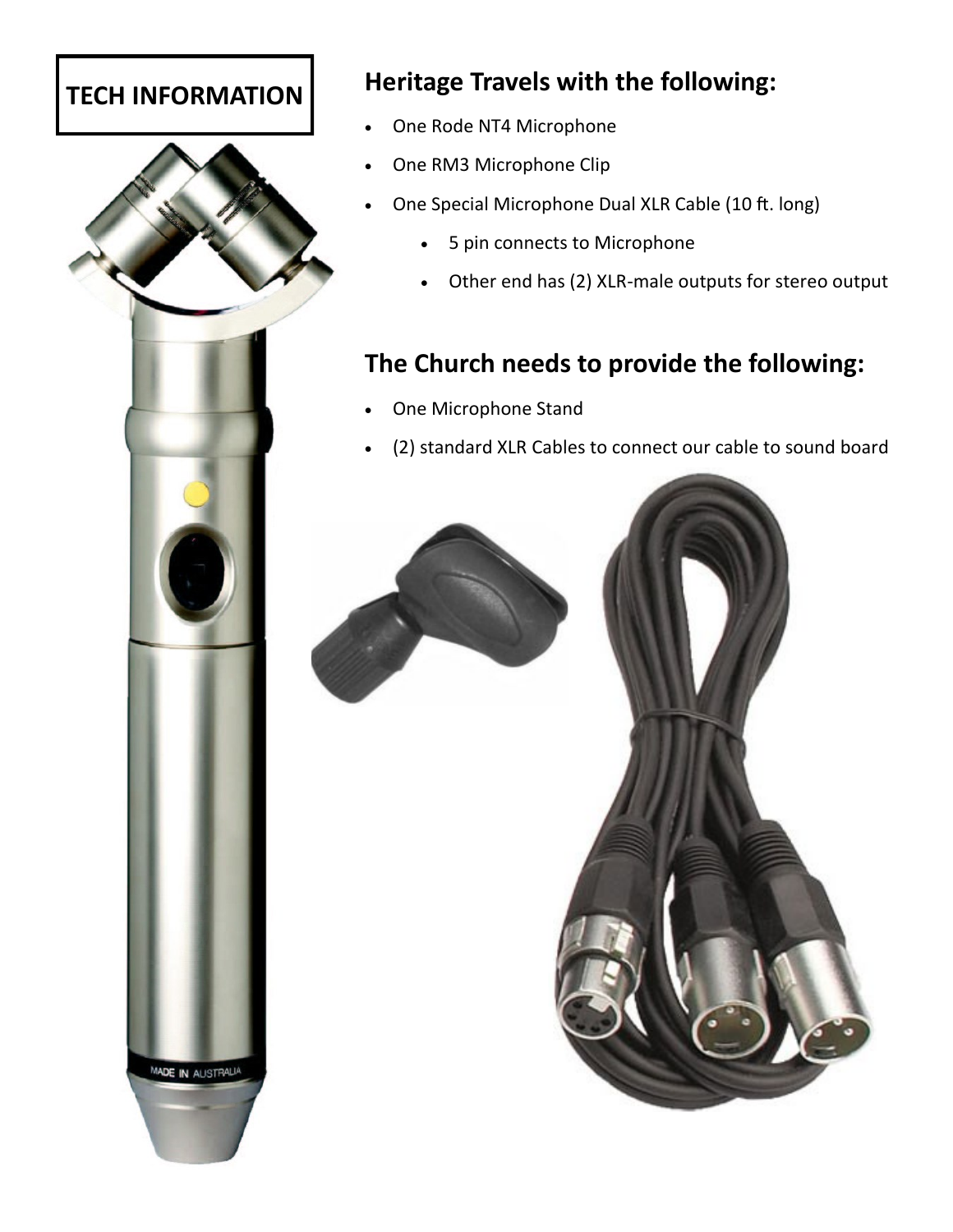## TECH INFORMATION

## Heritage Travels with the following:

- One Rode NT4 Microphone
- One RM3 Microphone Clip
- One Special Microphone Dual XLR Cable (10 ft. long)
  - 5 pin connects to Microphone
  - Other end has (2) XLR-male outputs for stereo output

## The Church needs to provide the following:

- One Microphone Stand
- (2) standard XLR Cables to connect our cable to sound board